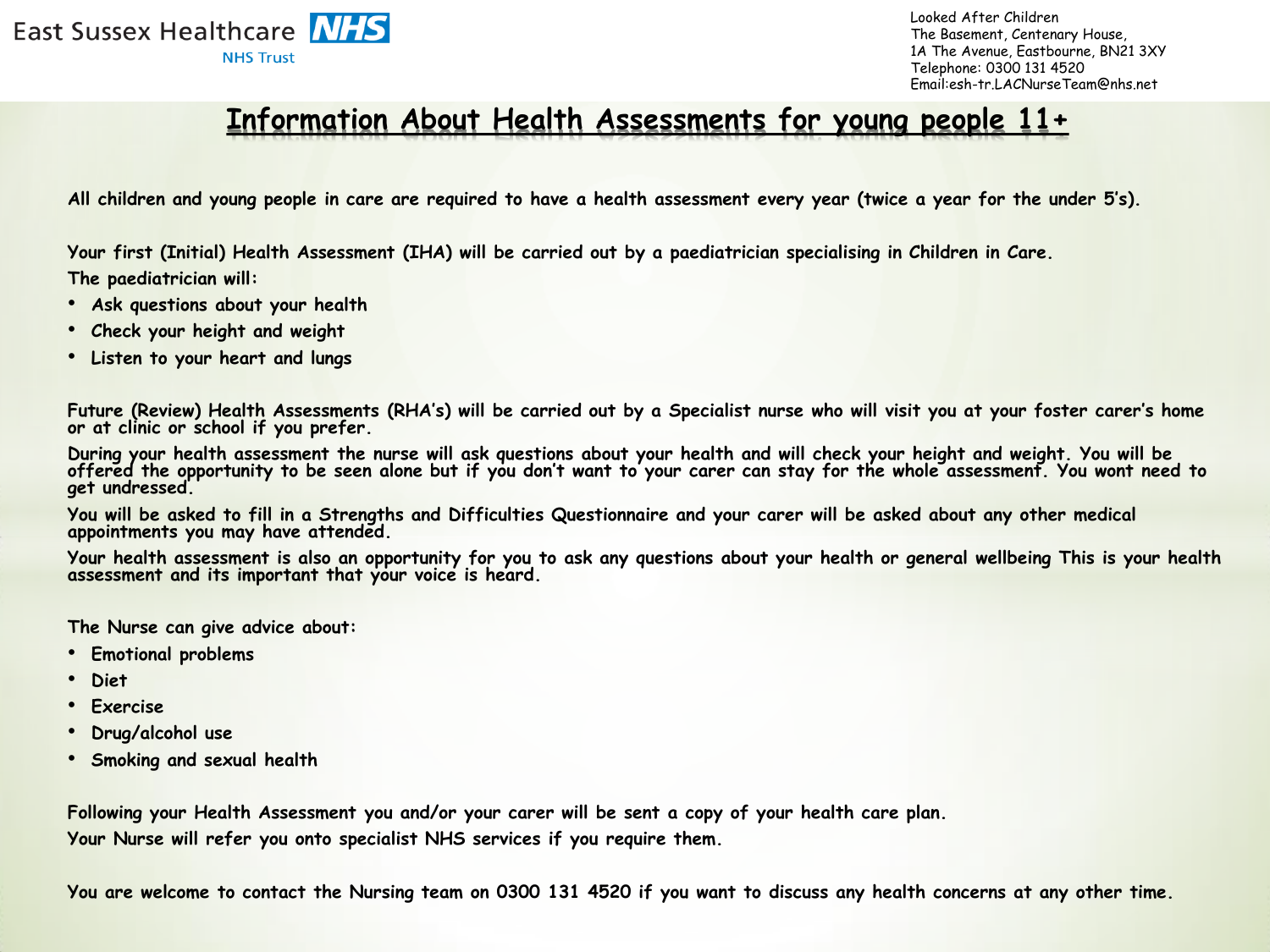East Sussex Healthcare NHS Trust

Looked After Children
The Basement, Centenary House,
1A The Avenue, Eastbourne, BN21 3XY
Telephone: 0300 131 4520
Email:esh-tr.LACNurseTeam@nhs.net

# Information About Health Assessments for young people 11+

All children and young people in care are required to have a health assessment every year (twice a year for the under 5's).

Your first (Initial) Health Assessment (IHA) will be carried out by a paediatrician specialising in Children in Care.

The paediatrician will:

- Ask questions about your health
- Check your height and weight
- Listen to your heart and lungs

Future (Review) Health Assessments (RHA's) will be carried out by a Specialist nurse who will visit you at your foster carer's home or at clinic or school if you prefer.

During your health assessment the nurse will ask questions about your health and will check your height and weight. You will be offered the opportunity to be seen alone but if you don't want to your carer can stay for the whole assessment. You wont need to get undressed.

You will be asked to fill in a Strengths and Difficulties Questionnaire and your carer will be asked about any other medical appointments you may have attended.

Your health assessment is also an opportunity for you to ask any questions about your health or general wellbeing This is your health assessment and its important that your voice is heard.

The Nurse can give advice about:

- Emotional problems
- Diet
- Exercise
- Drug/alcohol use
- Smoking and sexual health

Following your Health Assessment you and/or your carer will be sent a copy of your health care plan.

Your Nurse will refer you onto specialist NHS services if you require them.

You are welcome to contact the Nursing team on 0300 131 4520 if you want to discuss any health concerns at any other time.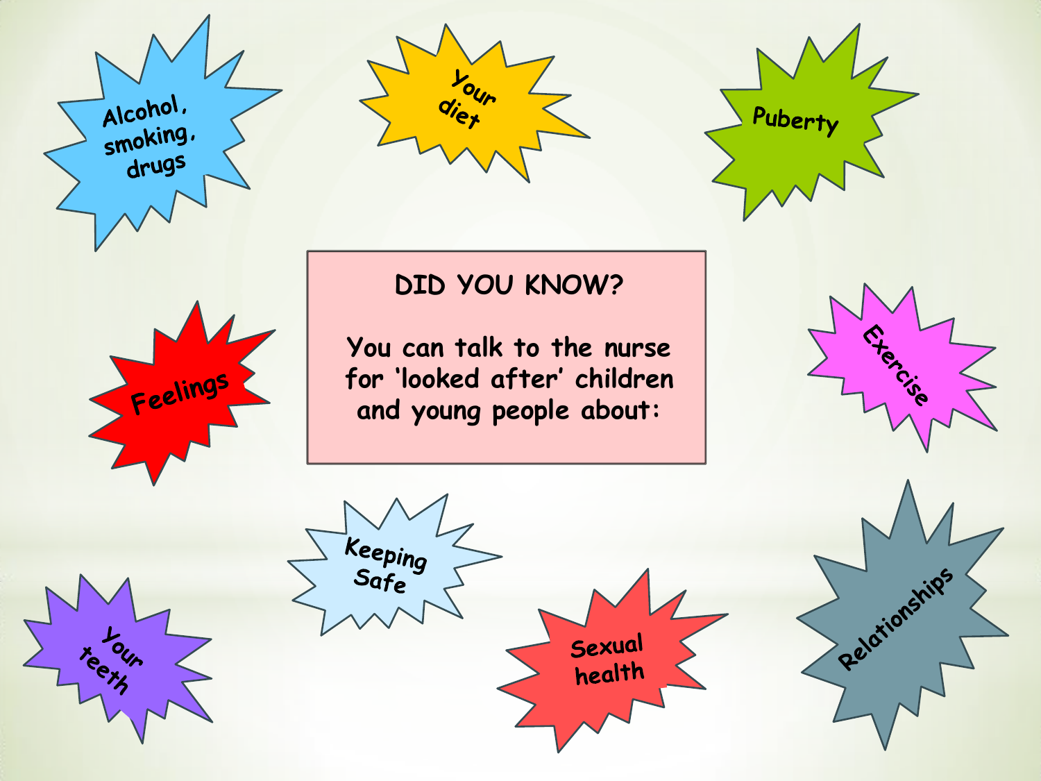## DID YOU KNOW?

You can talk to the nurse for 'looked after' children and young people about:

- Alcohol, smoking, drugs
- Your diet
- Puberty
- Feelings
- Exercise
- Keeping Safe
- Your teeth
- Sexual health
- Relationships